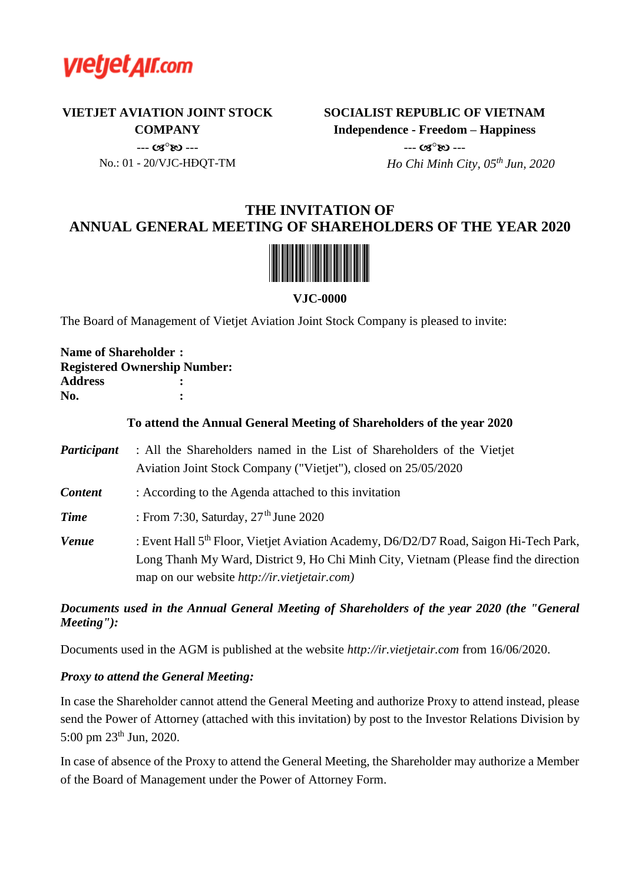vietjetAir.com

**VIETJET AVIATION JOINT STOCK COMPANY**

--- ☙°❧ ---

No.: 01 - 20/VJC-HĐQT-TM

**SOCIALIST REPUBLIC OF VIETNAM**

**Independence - Freedom – Happiness**

--- ☙°❧ ---

*Ho Chi Minh City, 05th Jun, 2020*

# THE INVITATION OF ANNUAL GENERAL MEETING OF SHAREHOLDERS OF THE YEAR 2020

**VJC-0000**

The Board of Management of Vietjet Aviation Joint Stock Company is pleased to invite:

**Name of Shareholder :**
**Registered Ownership Number:**
**Address :**
**No. :**

**To attend the Annual General Meeting of Shareholders of the year 2020**

***Participant*** : All the Shareholders named in the List of Shareholders of the Vietjet Aviation Joint Stock Company ("Vietjet"), closed on 25/05/2020

***Content*** : According to the Agenda attached to this invitation

***Time*** : From 7:30, Saturday, 27th June 2020

***Venue*** : Event Hall 5th Floor, Vietjet Aviation Academy, D6/D2/D7 Road, Saigon Hi-Tech Park, Long Thanh My Ward, District 9, Ho Chi Minh City, Vietnam (Please find the direction map on our website *http://ir.vietjetair.com)*

***Documents used in the Annual General Meeting of Shareholders of the year 2020 (the "General Meeting"):***

Documents used in the AGM is published at the website *http://ir.vietjetair.com* from 16/06/2020.

***Proxy to attend the General Meeting:***

In case the Shareholder cannot attend the General Meeting and authorize Proxy to attend instead, please send the Power of Attorney (attached with this invitation) by post to the Investor Relations Division by 5:00 pm 23th Jun, 2020.

In case of absence of the Proxy to attend the General Meeting, the Shareholder may authorize a Member of the Board of Management under the Power of Attorney Form.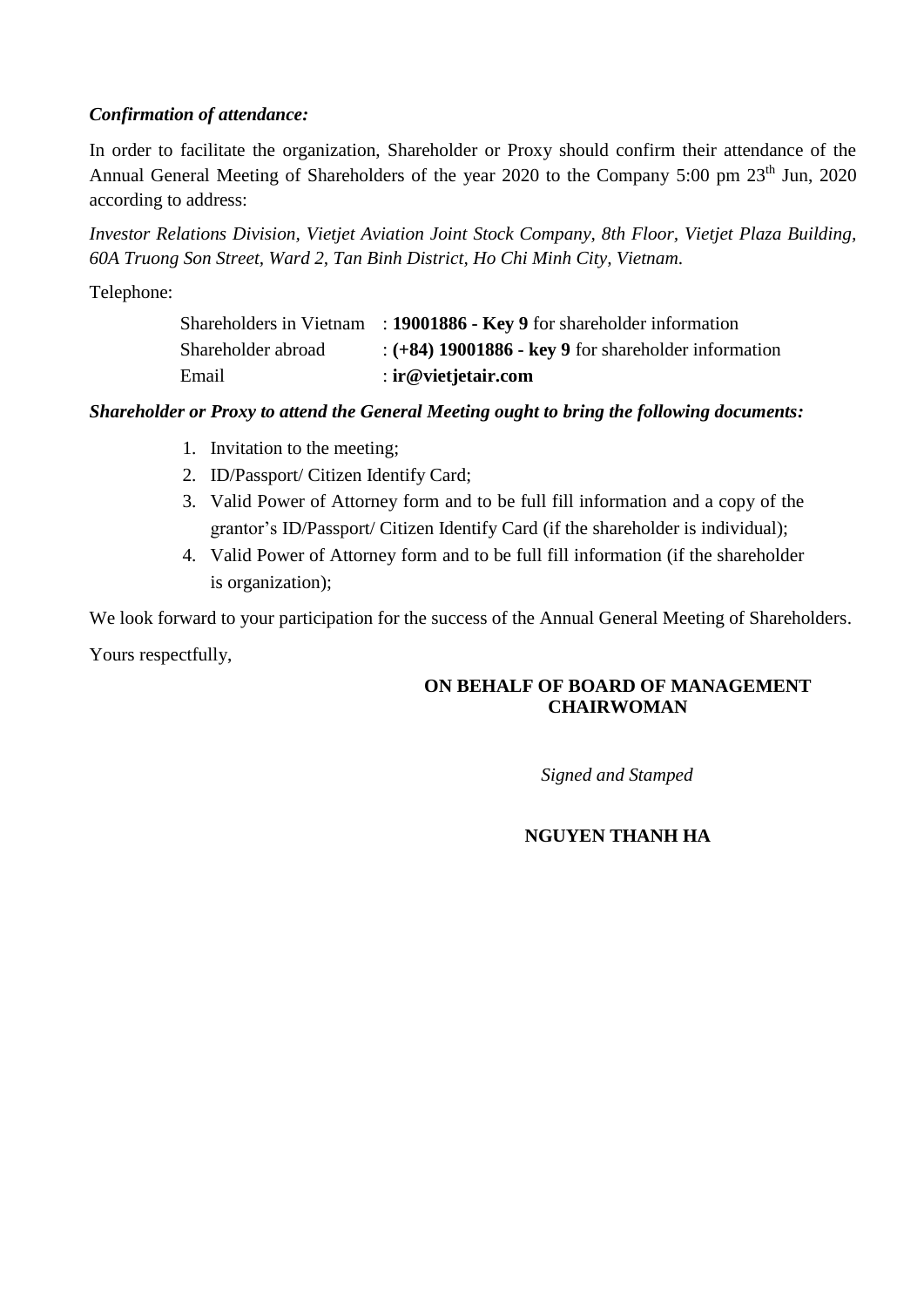***Confirmation of attendance:***

In order to facilitate the organization, Shareholder or Proxy should confirm their attendance of the Annual General Meeting of Shareholders of the year 2020 to the Company 5:00 pm 23th Jun, 2020 according to address:

*Investor Relations Division, Vietjet Aviation Joint Stock Company, 8th Floor, Vietjet Plaza Building, 60A Truong Son Street, Ward 2, Tan Binh District, Ho Chi Minh City, Vietnam.*

Telephone:

| | |
|---|---|
| Shareholders in Vietnam | : **19001886 - Key 9** for shareholder information |
| Shareholder abroad | : **(+84) 19001886 - key 9** for shareholder information |
| Email | : **ir@vietjetair.com** |

***Shareholder or Proxy to attend the General Meeting ought to bring the following documents:***

1. Invitation to the meeting;
2. ID/Passport/ Citizen Identify Card;
3. Valid Power of Attorney form and to be full fill information and a copy of the grantor's ID/Passport/ Citizen Identify Card (if the shareholder is individual);
4. Valid Power of Attorney form and to be full fill information (if the shareholder is organization);

We look forward to your participation for the success of the Annual General Meeting of Shareholders.

Yours respectfully,

**ON BEHALF OF BOARD OF MANAGEMENT**
**CHAIRWOMAN**

*Signed and Stamped*

**NGUYEN THANH HA**